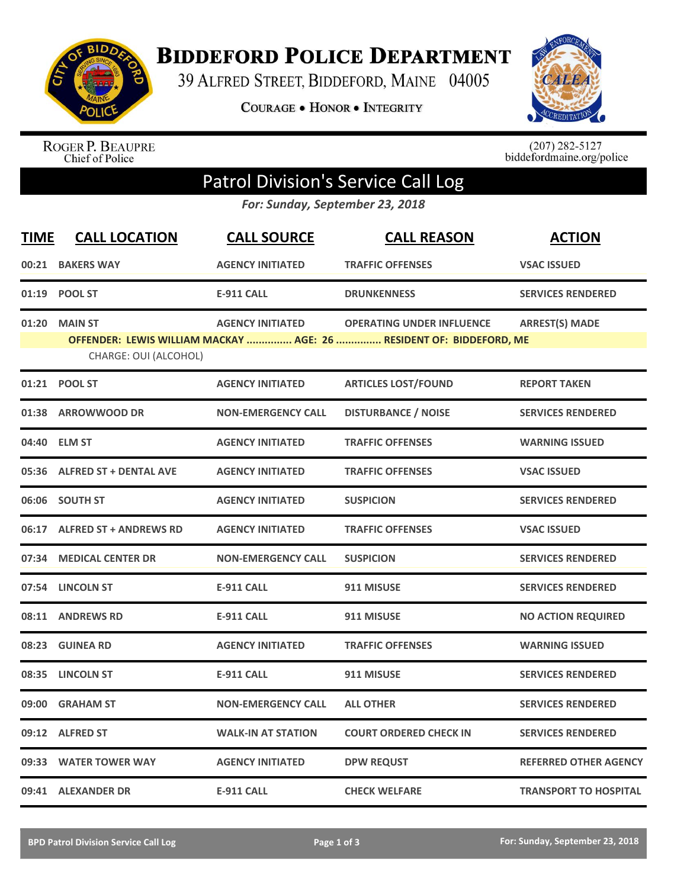# Biddeford Police Department

39 Alfred Street, Biddeford, Maine 04005

Courage • Honor • Integrity

Roger P. Beaupre
Chief of Police

(207) 282-5127
biddefordmaine.org/police

## Patrol Division's Service Call Log

*For: Sunday, September 23, 2018*

| TIME | CALL LOCATION | CALL SOURCE | CALL REASON | ACTION |
|---|---|---|---|---|
| 00:21 | BAKERS WAY | AGENCY INITIATED | TRAFFIC OFFENSES | VSAC ISSUED |
| 01:19 | POOL ST | E-911 CALL | DRUNKENNESS | SERVICES RENDERED |
| 01:20 | MAIN ST | AGENCY INITIATED | OPERATING UNDER INFLUENCE | ARREST(S) MADE |
| | OFFENDER: LEWIS WILLIAM MACKAY ............... AGE: 26 ............... RESIDENT OF: BIDDEFORD, ME | | | |
| | CHARGE: OUI (ALCOHOL) | | | |
| 01:21 | POOL ST | AGENCY INITIATED | ARTICLES LOST/FOUND | REPORT TAKEN |
| 01:38 | ARROWWOOD DR | NON-EMERGENCY CALL | DISTURBANCE / NOISE | SERVICES RENDERED |
| 04:40 | ELM ST | AGENCY INITIATED | TRAFFIC OFFENSES | WARNING ISSUED |
| 05:36 | ALFRED ST + DENTAL AVE | AGENCY INITIATED | TRAFFIC OFFENSES | VSAC ISSUED |
| 06:06 | SOUTH ST | AGENCY INITIATED | SUSPICION | SERVICES RENDERED |
| 06:17 | ALFRED ST + ANDREWS RD | AGENCY INITIATED | TRAFFIC OFFENSES | VSAC ISSUED |
| 07:34 | MEDICAL CENTER DR | NON-EMERGENCY CALL | SUSPICION | SERVICES RENDERED |
| 07:54 | LINCOLN ST | E-911 CALL | 911 MISUSE | SERVICES RENDERED |
| 08:11 | ANDREWS RD | E-911 CALL | 911 MISUSE | NO ACTION REQUIRED |
| 08:23 | GUINEA RD | AGENCY INITIATED | TRAFFIC OFFENSES | WARNING ISSUED |
| 08:35 | LINCOLN ST | E-911 CALL | 911 MISUSE | SERVICES RENDERED |
| 09:00 | GRAHAM ST | NON-EMERGENCY CALL | ALL OTHER | SERVICES RENDERED |
| 09:12 | ALFRED ST | WALK-IN AT STATION | COURT ORDERED CHECK IN | SERVICES RENDERED |
| 09:33 | WATER TOWER WAY | AGENCY INITIATED | DPW REQUST | REFERRED OTHER AGENCY |
| 09:41 | ALEXANDER DR | E-911 CALL | CHECK WELFARE | TRANSPORT TO HOSPITAL |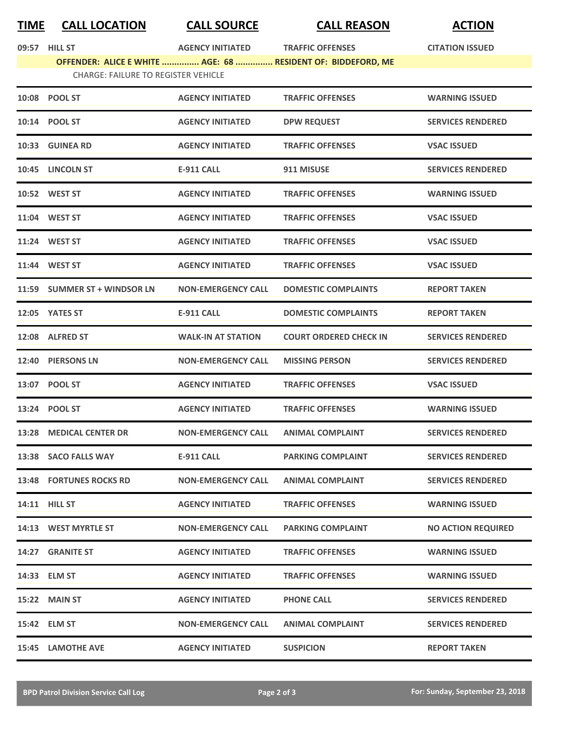| TIME | CALL LOCATION | CALL SOURCE | CALL REASON | ACTION |
|---|---|---|---|---|
| 09:57 | HILL ST | AGENCY INITIATED | TRAFFIC OFFENSES | CITATION ISSUED |
| OFFENDER: ALICE E WHITE ............... AGE: 68 ............... RESIDENT OF: BIDDEFORD, ME | | | | |
| CHARGE: FAILURE TO REGISTER VEHICLE | | | | |
| 10:08 | POOL ST | AGENCY INITIATED | TRAFFIC OFFENSES | WARNING ISSUED |
| 10:14 | POOL ST | AGENCY INITIATED | DPW REQUEST | SERVICES RENDERED |
| 10:33 | GUINEA RD | AGENCY INITIATED | TRAFFIC OFFENSES | VSAC ISSUED |
| 10:45 | LINCOLN ST | E-911 CALL | 911 MISUSE | SERVICES RENDERED |
| 10:52 | WEST ST | AGENCY INITIATED | TRAFFIC OFFENSES | WARNING ISSUED |
| 11:04 | WEST ST | AGENCY INITIATED | TRAFFIC OFFENSES | VSAC ISSUED |
| 11:24 | WEST ST | AGENCY INITIATED | TRAFFIC OFFENSES | VSAC ISSUED |
| 11:44 | WEST ST | AGENCY INITIATED | TRAFFIC OFFENSES | VSAC ISSUED |
| 11:59 | SUMMER ST + WINDSOR LN | NON-EMERGENCY CALL | DOMESTIC COMPLAINTS | REPORT TAKEN |
| 12:05 | YATES ST | E-911 CALL | DOMESTIC COMPLAINTS | REPORT TAKEN |
| 12:08 | ALFRED ST | WALK-IN AT STATION | COURT ORDERED CHECK IN | SERVICES RENDERED |
| 12:40 | PIERSONS LN | NON-EMERGENCY CALL | MISSING PERSON | SERVICES RENDERED |
| 13:07 | POOL ST | AGENCY INITIATED | TRAFFIC OFFENSES | VSAC ISSUED |
| 13:24 | POOL ST | AGENCY INITIATED | TRAFFIC OFFENSES | WARNING ISSUED |
| 13:28 | MEDICAL CENTER DR | NON-EMERGENCY CALL | ANIMAL COMPLAINT | SERVICES RENDERED |
| 13:38 | SACO FALLS WAY | E-911 CALL | PARKING COMPLAINT | SERVICES RENDERED |
| 13:48 | FORTUNES ROCKS RD | NON-EMERGENCY CALL | ANIMAL COMPLAINT | SERVICES RENDERED |
| 14:11 | HILL ST | AGENCY INITIATED | TRAFFIC OFFENSES | WARNING ISSUED |
| 14:13 | WEST MYRTLE ST | NON-EMERGENCY CALL | PARKING COMPLAINT | NO ACTION REQUIRED |
| 14:27 | GRANITE ST | AGENCY INITIATED | TRAFFIC OFFENSES | WARNING ISSUED |
| 14:33 | ELM ST | AGENCY INITIATED | TRAFFIC OFFENSES | WARNING ISSUED |
| 15:22 | MAIN ST | AGENCY INITIATED | PHONE CALL | SERVICES RENDERED |
| 15:42 | ELM ST | NON-EMERGENCY CALL | ANIMAL COMPLAINT | SERVICES RENDERED |
| 15:45 | LAMOTHE AVE | AGENCY INITIATED | SUSPICION | REPORT TAKEN |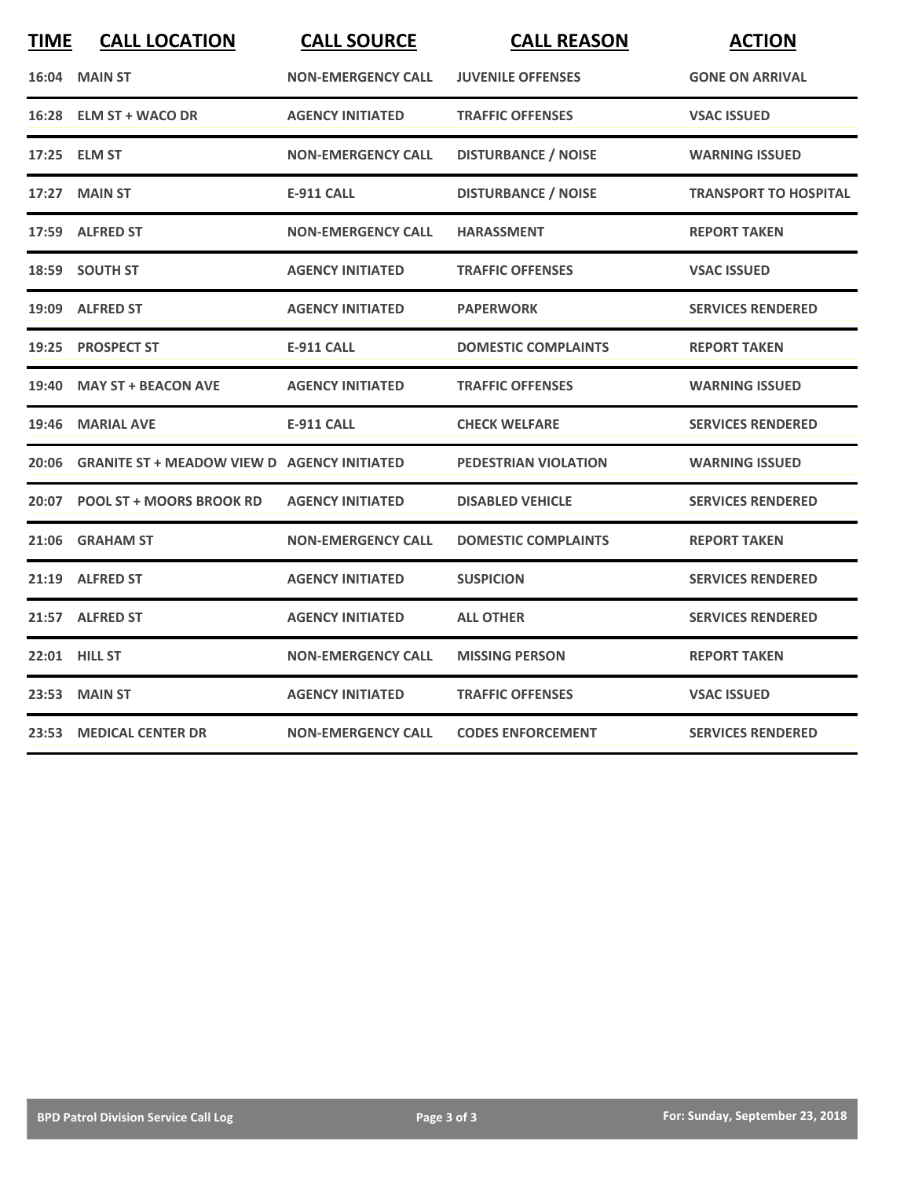| TIME | CALL LOCATION | CALL SOURCE | CALL REASON | ACTION |
|---|---|---|---|---|
| 16:04 | MAIN ST | NON-EMERGENCY CALL | JUVENILE OFFENSES | GONE ON ARRIVAL |
| 16:28 | ELM ST + WACO DR | AGENCY INITIATED | TRAFFIC OFFENSES | VSAC ISSUED |
| 17:25 | ELM ST | NON-EMERGENCY CALL | DISTURBANCE / NOISE | WARNING ISSUED |
| 17:27 | MAIN ST | E-911 CALL | DISTURBANCE / NOISE | TRANSPORT TO HOSPITAL |
| 17:59 | ALFRED ST | NON-EMERGENCY CALL | HARASSMENT | REPORT TAKEN |
| 18:59 | SOUTH ST | AGENCY INITIATED | TRAFFIC OFFENSES | VSAC ISSUED |
| 19:09 | ALFRED ST | AGENCY INITIATED | PAPERWORK | SERVICES RENDERED |
| 19:25 | PROSPECT ST | E-911 CALL | DOMESTIC COMPLAINTS | REPORT TAKEN |
| 19:40 | MAY ST + BEACON AVE | AGENCY INITIATED | TRAFFIC OFFENSES | WARNING ISSUED |
| 19:46 | MARIAL AVE | E-911 CALL | CHECK WELFARE | SERVICES RENDERED |
| 20:06 | GRANITE ST + MEADOW VIEW D | AGENCY INITIATED | PEDESTRIAN VIOLATION | WARNING ISSUED |
| 20:07 | POOL ST + MOORS BROOK RD | AGENCY INITIATED | DISABLED VEHICLE | SERVICES RENDERED |
| 21:06 | GRAHAM ST | NON-EMERGENCY CALL | DOMESTIC COMPLAINTS | REPORT TAKEN |
| 21:19 | ALFRED ST | AGENCY INITIATED | SUSPICION | SERVICES RENDERED |
| 21:57 | ALFRED ST | AGENCY INITIATED | ALL OTHER | SERVICES RENDERED |
| 22:01 | HILL ST | NON-EMERGENCY CALL | MISSING PERSON | REPORT TAKEN |
| 23:53 | MAIN ST | AGENCY INITIATED | TRAFFIC OFFENSES | VSAC ISSUED |
| 23:53 | MEDICAL CENTER DR | NON-EMERGENCY CALL | CODES ENFORCEMENT | SERVICES RENDERED |